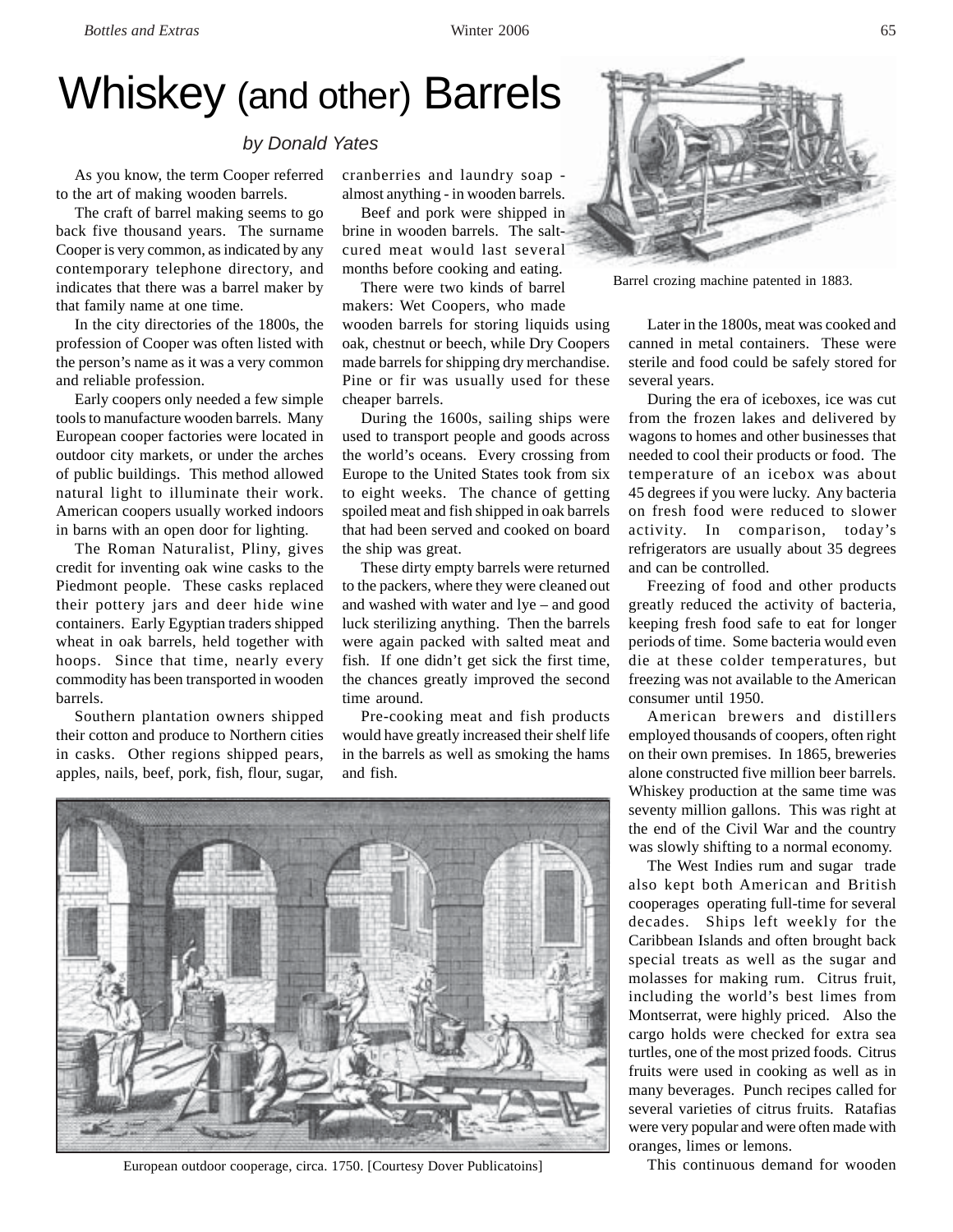# Whiskey (and other) Barrels

*by Donald Yates*

As you know, the term Cooper referred to the art of making wooden barrels.

The craft of barrel making seems to go back five thousand years. The surname Cooper is very common, as indicated by any contemporary telephone directory, and indicates that there was a barrel maker by that family name at one time.

In the city directories of the 1800s, the profession of Cooper was often listed with the person's name as it was a very common and reliable profession.

Early coopers only needed a few simple tools to manufacture wooden barrels. Many European cooper factories were located in outdoor city markets, or under the arches of public buildings. This method allowed natural light to illuminate their work. American coopers usually worked indoors in barns with an open door for lighting.

The Roman Naturalist, Pliny, gives credit for inventing oak wine casks to the Piedmont people. These casks replaced their pottery jars and deer hide wine containers. Early Egyptian traders shipped wheat in oak barrels, held together with hoops. Since that time, nearly every commodity has been transported in wooden barrels.

Southern plantation owners shipped their cotton and produce to Northern cities in casks. Other regions shipped pears, apples, nails, beef, pork, fish, flour, sugar, cranberries and laundry soap - almost anything - in wooden barrels.

Beef and pork were shipped in brine in wooden barrels. The salt-cured meat would last several months before cooking and eating.

There were two kinds of barrel makers: Wet Coopers, who made wooden barrels for storing liquids using oak, chestnut or beech, while Dry Coopers made barrels for shipping dry merchandise. Pine or fir was usually used for these cheaper barrels.

During the 1600s, sailing ships were used to transport people and goods across the world's oceans. Every crossing from Europe to the United States took from six to eight weeks. The chance of getting spoiled meat and fish shipped in oak barrels that had been served and cooked on board the ship was great.

These dirty empty barrels were returned to the packers, where they were cleaned out and washed with water and lye – and good luck sterilizing anything. Then the barrels were again packed with salted meat and fish. If one didn't get sick the first time, the chances greatly improved the second time around.

Pre-cooking meat and fish products would have greatly increased their shelf life in the barrels as well as smoking the hams and fish.

Barrel crozing machine patented in 1883.

Later in the 1800s, meat was cooked and canned in metal containers. These were sterile and food could be safely stored for several years.

During the era of iceboxes, ice was cut from the frozen lakes and delivered by wagons to homes and other businesses that needed to cool their products or food. The temperature of an icebox was about 45 degrees if you were lucky. Any bacteria on fresh food were reduced to slower activity. In comparison, today's refrigerators are usually about 35 degrees and can be controlled.

Freezing of food and other products greatly reduced the activity of bacteria, keeping fresh food safe to eat for longer periods of time. Some bacteria would even die at these colder temperatures, but freezing was not available to the American consumer until 1950.

American brewers and distillers employed thousands of coopers, often right on their own premises. In 1865, breweries alone constructed five million beer barrels. Whiskey production at the same time was seventy million gallons. This was right at the end of the Civil War and the country was slowly shifting to a normal economy.

The West Indies rum and sugar trade also kept both American and British cooperages operating full-time for several decades. Ships left weekly for the Caribbean Islands and often brought back special treats as well as the sugar and molasses for making rum. Citrus fruit, including the world's best limes from Montserrat, were highly priced. Also the cargo holds were checked for extra sea turtles, one of the most prized foods. Citrus fruits were used in cooking as well as in many beverages. Punch recipes called for several varieties of citrus fruits. Ratafias were very popular and were often made with oranges, limes or lemons.

European outdoor cooperage, circa. 1750. [Courtesy Dover Publicatoins]

This continuous demand for wooden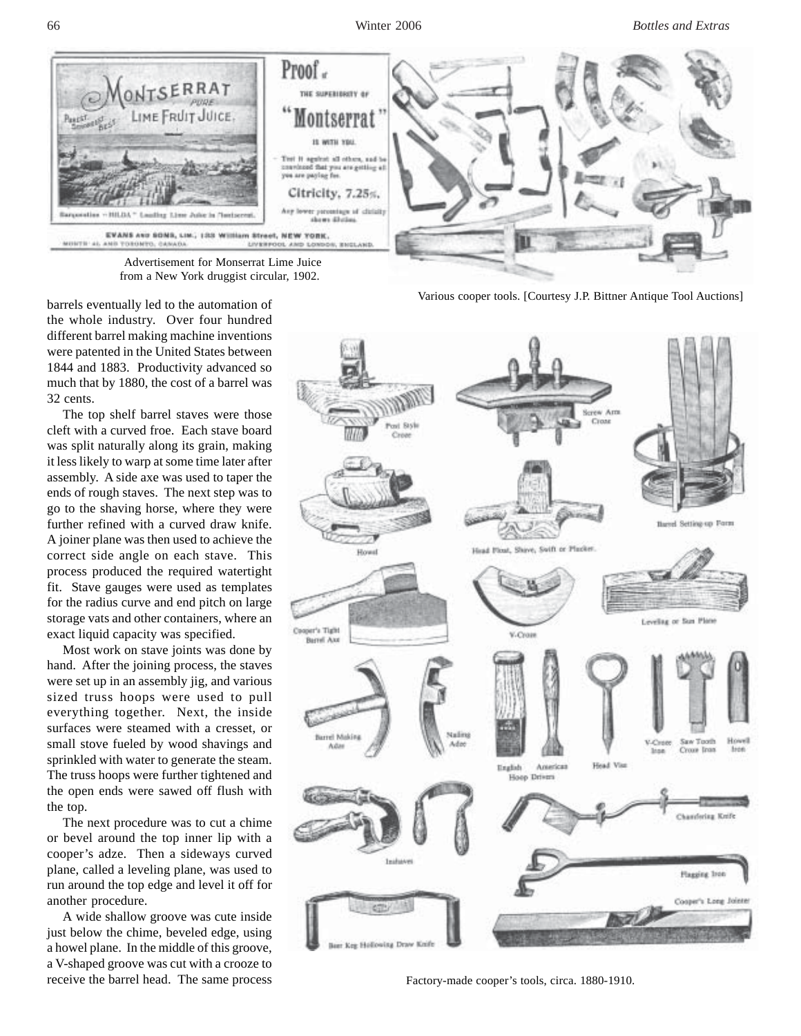Advertisement for Monserrat Lime Juice from a New York druggist circular, 1902.

Various cooper tools. [Courtesy J.P. Bittner Antique Tool Auctions]

barrels eventually led to the automation of the whole industry. Over four hundred different barrel making machine inventions were patented in the United States between 1844 and 1883. Productivity advanced so much that by 1880, the cost of a barrel was 32 cents.

The top shelf barrel staves were those cleft with a curved froe. Each stave board was split naturally along its grain, making it less likely to warp at some time later after assembly. A side axe was used to taper the ends of rough staves. The next step was to go to the shaving horse, where they were further refined with a curved draw knife. A joiner plane was then used to achieve the correct side angle on each stave. This process produced the required watertight fit. Stave gauges were used as templates for the radius curve and end pitch on large storage vats and other containers, where an exact liquid capacity was specified.

Most work on stave joints was done by hand. After the joining process, the staves were set up in an assembly jig, and various sized truss hoops were used to pull everything together. Next, the inside surfaces were steamed with a cresset, or small stove fueled by wood shavings and sprinkled with water to generate the steam. The truss hoops were further tightened and the open ends were sawed off flush with the top.

The next procedure was to cut a chime or bevel around the top inner lip with a cooper's adze. Then a sideways curved plane, called a leveling plane, was used to run around the top edge and level it off for another procedure.

A wide shallow groove was cute inside just below the chime, beveled edge, using a howel plane. In the middle of this groove, a V-shaped groove was cut with a crooze to receive the barrel head. The same process

Factory-made cooper's tools, circa. 1880-1910.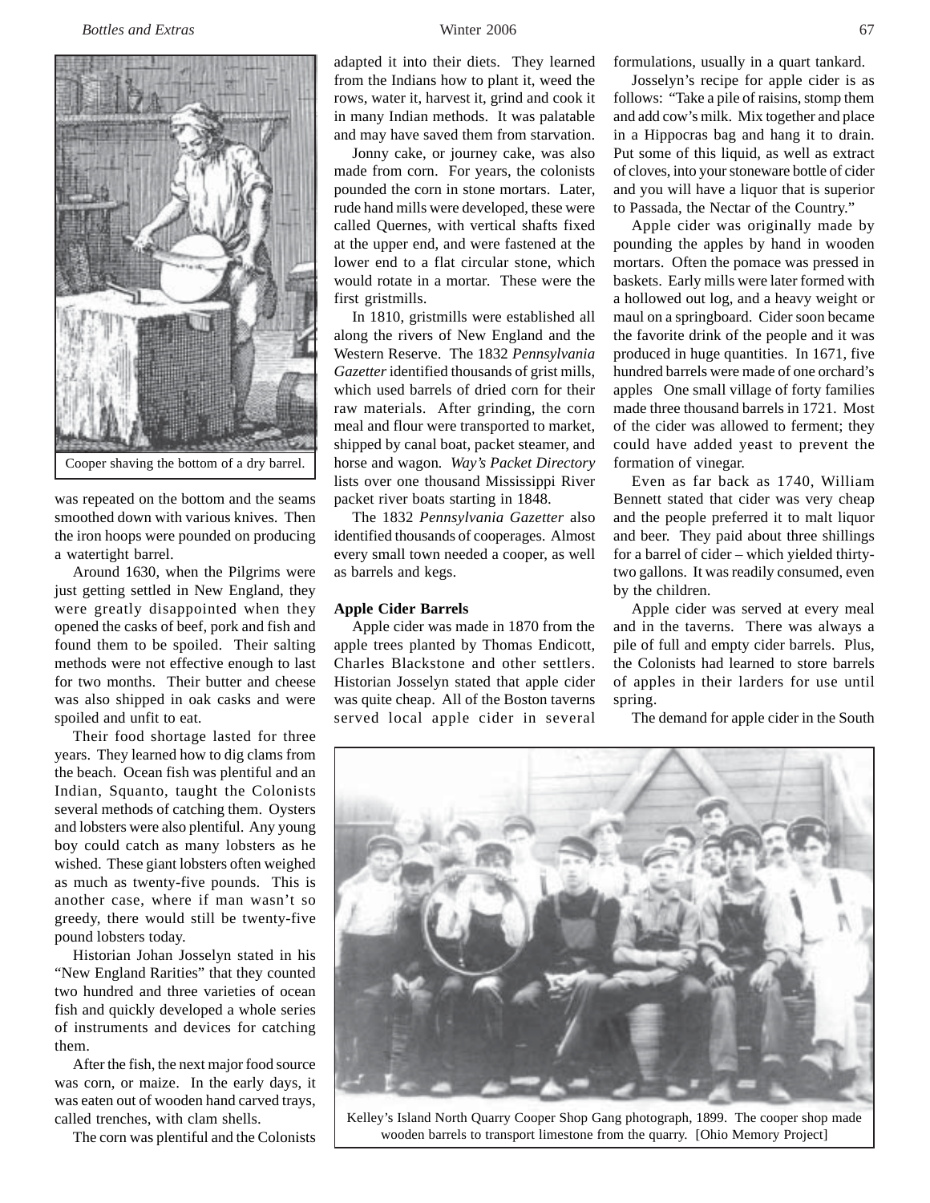Cooper shaving the bottom of a dry barrel.

was repeated on the bottom and the seams smoothed down with various knives. Then the iron hoops were pounded on producing a watertight barrel.

Around 1630, when the Pilgrims were just getting settled in New England, they were greatly disappointed when they opened the casks of beef, pork and fish and found them to be spoiled. Their salting methods were not effective enough to last for two months. Their butter and cheese was also shipped in oak casks and were spoiled and unfit to eat.

Their food shortage lasted for three years. They learned how to dig clams from the beach. Ocean fish was plentiful and an Indian, Squanto, taught the Colonists several methods of catching them. Oysters and lobsters were also plentiful. Any young boy could catch as many lobsters as he wished. These giant lobsters often weighed as much as twenty-five pounds. This is another case, where if man wasn't so greedy, there would still be twenty-five pound lobsters today.

Historian Johan Josselyn stated in his "New England Rarities" that they counted two hundred and three varieties of ocean fish and quickly developed a whole series of instruments and devices for catching them.

After the fish, the next major food source was corn, or maize. In the early days, it was eaten out of wooden hand carved trays, called trenches, with clam shells.

The corn was plentiful and the Colonists adapted it into their diets. They learned from the Indians how to plant it, weed the rows, water it, harvest it, grind and cook it in many Indian methods. It was palatable and may have saved them from starvation.

Jonny cake, or journey cake, was also made from corn. For years, the colonists pounded the corn in stone mortars. Later, rude hand mills were developed, these were called Quernes, with vertical shafts fixed at the upper end, and were fastened at the lower end to a flat circular stone, which would rotate in a mortar. These were the first gristmills.

In 1810, gristmills were established all along the rivers of New England and the Western Reserve. The 1832 *Pennsylvania Gazetter* identified thousands of grist mills, which used barrels of dried corn for their raw materials. After grinding, the corn meal and flour were transported to market, shipped by canal boat, packet steamer, and horse and wagon. *Way's Packet Directory* lists over one thousand Mississippi River packet river boats starting in 1848.

The 1832 *Pennsylvania Gazetter* also identified thousands of cooperages. Almost every small town needed a cooper, as well as barrels and kegs.

**Apple Cider Barrels**

Apple cider was made in 1870 from the apple trees planted by Thomas Endicott, Charles Blackstone and other settlers. Historian Josselyn stated that apple cider was quite cheap. All of the Boston taverns served local apple cider in several formulations, usually in a quart tankard.

Josselyn's recipe for apple cider is as follows: "Take a pile of raisins, stomp them and add cow's milk. Mix together and place in a Hippocras bag and hang it to drain. Put some of this liquid, as well as extract of cloves, into your stoneware bottle of cider and you will have a liquor that is superior to Passada, the Nectar of the Country."

Apple cider was originally made by pounding the apples by hand in wooden mortars. Often the pomace was pressed in baskets. Early mills were later formed with a hollowed out log, and a heavy weight or maul on a springboard. Cider soon became the favorite drink of the people and it was produced in huge quantities. In 1671, five hundred barrels were made of one orchard's apples One small village of forty families made three thousand barrels in 1721. Most of the cider was allowed to ferment; they could have added yeast to prevent the formation of vinegar.

Even as far back as 1740, William Bennett stated that cider was very cheap and the people preferred it to malt liquor and beer. They paid about three shillings for a barrel of cider – which yielded thirty-two gallons. It was readily consumed, even by the children.

Apple cider was served at every meal and in the taverns. There was always a pile of full and empty cider barrels. Plus, the Colonists had learned to store barrels of apples in their larders for use until spring.

The demand for apple cider in the South

Kelley's Island North Quarry Cooper Shop Gang photograph, 1899. The cooper shop made wooden barrels to transport limestone from the quarry. [Ohio Memory Project]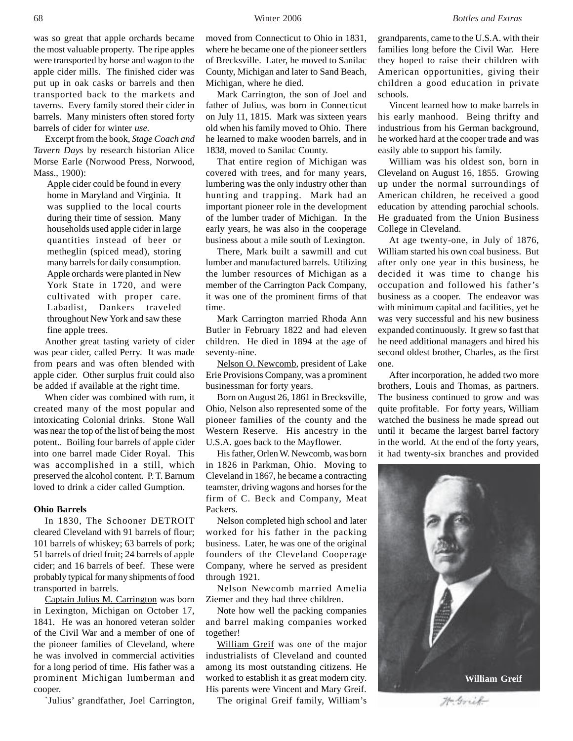was so great that apple orchards became the most valuable property. The ripe apples were transported by horse and wagon to the apple cider mills. The finished cider was put up in oak casks or barrels and then transported back to the markets and taverns. Every family stored their cider in barrels. Many ministers often stored forty barrels of cider for winter *use.*

Excerpt from the book, *Stage Coach and Tavern Days* by research historian Alice Morse Earle (Norwood Press, Norwood, Mass., 1900):

> Apple cider could be found in every home in Maryland and Virginia. It was supplied to the local courts during their time of session. Many households used apple cider in large quantities instead of beer or metheglin (spiced mead), storing many barrels for daily consumption. Apple orchards were planted in New York State in 1720, and were cultivated with proper care. Labadist, Dankers traveled throughout New York and saw these fine apple trees.

Another great tasting variety of cider was pear cider, called Perry. It was made from pears and was often blended with apple cider. Other surplus fruit could also be added if available at the right time.

When cider was combined with rum, it created many of the most popular and intoxicating Colonial drinks. Stone Wall was near the top of the list of being the most potent.. Boiling four barrels of apple cider into one barrel made Cider Royal. This was accomplished in a still, which preserved the alcohol content. P. T. Barnum loved to drink a cider called Gumption.

**Ohio Barrels**

In 1830, The Schooner DETROIT cleared Cleveland with 91 barrels of flour; 101 barrels of whiskey; 63 barrels of pork; 51 barrels of dried fruit; 24 barrels of apple cider; and 16 barrels of beef. These were probably typical for many shipments of food transported in barrels.

Captain Julius M. Carrington was born in Lexington, Michigan on October 17, 1841. He was an honored veteran solder of the Civil War and a member of one of the pioneer families of Cleveland, where he was involved in commercial activities for a long period of time. His father was a prominent Michigan lumberman and cooper.

`Julius' grandfather, Joel Carrington, moved from Connecticut to Ohio in 1831, where he became one of the pioneer settlers of Brecksville. Later, he moved to Sanilac County, Michigan and later to Sand Beach, Michigan, where he died.

Mark Carrington, the son of Joel and father of Julius, was born in Connecticut on July 11, 1815. Mark was sixteen years old when his family moved to Ohio. There he learned to make wooden barrels, and in 1838, moved to Sanilac County.

That entire region of Michigan was covered with trees, and for many years, lumbering was the only industry other than hunting and trapping. Mark had an important pioneer role in the development of the lumber trader of Michigan. In the early years, he was also in the cooperage business about a mile south of Lexington.

There, Mark built a sawmill and cut lumber and manufactured barrels. Utilizing the lumber resources of Michigan as a member of the Carrington Pack Company, it was one of the prominent firms of that time.

Mark Carrington married Rhoda Ann Butler in February 1822 and had eleven children. He died in 1894 at the age of seventy-nine.

Nelson O. Newcomb, president of Lake Erie Provisions Company, was a prominent businessman for forty years.

Born on August 26, 1861 in Brecksville, Ohio, Nelson also represented some of the pioneer families of the county and the Western Reserve. His ancestry in the U.S.A. goes back to the Mayflower.

His father, Orlen W. Newcomb, was born in 1826 in Parkman, Ohio. Moving to Cleveland in 1867, he became a contracting teamster, driving wagons and horses for the firm of C. Beck and Company, Meat Packers.

Nelson completed high school and later worked for his father in the packing business. Later, he was one of the original founders of the Cleveland Cooperage Company, where he served as president through 1921.

Nelson Newcomb married Amelia Ziemer and they had three children.

Note how well the packing companies and barrel making companies worked together!

William Greif was one of the major industrialists of Cleveland and counted among its most outstanding citizens. He worked to establish it as great modern city. His parents were Vincent and Mary Greif.

The original Greif family, William's grandparents, came to the U.S.A. with their families long before the Civil War. Here they hoped to raise their children with American opportunities, giving their children a good education in private schools.

Vincent learned how to make barrels in his early manhood. Being thrifty and industrious from his German background, he worked hard at the cooper trade and was easily able to support his family.

William was his oldest son, born in Cleveland on August 16, 1855. Growing up under the normal surroundings of American children, he received a good education by attending parochial schools. He graduated from the Union Business College in Cleveland.

At age twenty-one, in July of 1876, William started his own coal business. But after only one year in this business, he decided it was time to change his occupation and followed his father's business as a cooper. The endeavor was with minimum capital and facilities, yet he was very successful and his new business expanded continuously. It grew so fast that he need additional managers and hired his second oldest brother, Charles, as the first one.

After incorporation, he added two more brothers, Louis and Thomas, as partners. The business continued to grow and was quite profitable. For forty years, William watched the business he made spread out until it became the largest barrel factory in the world. At the end of the forty years, it had twenty-six branches and provided

William Greif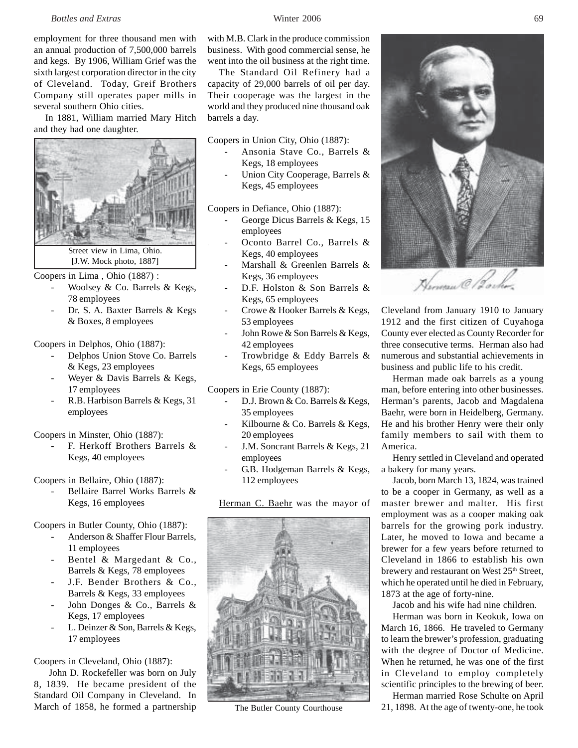employment for three thousand men with an annual production of 7,500,000 barrels and kegs. By 1906, William Grief was the sixth largest corporation director in the city of Cleveland. Today, Greif Brothers Company still operates paper mills in several southern Ohio cities.

In 1881, William married Mary Hitch and they had one daughter.

Street view in Lima, Ohio. [J.W. Mock photo, 1887]

Coopers in Lima , Ohio (1887) :

- Woolsey & Co. Barrels & Kegs, 78 employees
- Dr. S. A. Baxter Barrels & Kegs & Boxes, 8 employees

Coopers in Delphos, Ohio (1887):

- Delphos Union Stove Co. Barrels & Kegs, 23 employees
- Weyer & Davis Barrels & Kegs, 17 employees
- R.B. Harbison Barrels & Kegs, 31 employees

Coopers in Minster, Ohio (1887):

- F. Herkoff Brothers Barrels & Kegs, 40 employees

Coopers in Bellaire, Ohio (1887):

- Bellaire Barrel Works Barrels & Kegs, 16 employees

Coopers in Butler County, Ohio (1887):

- Anderson & Shaffer Flour Barrels, 11 employees
- Bentel & Margedant & Co., Barrels & Kegs, 78 employees
- J.F. Bender Brothers & Co., Barrels & Kegs, 33 employees
- John Donges & Co., Barrels & Kegs, 17 employees
- L. Deinzer & Son, Barrels & Kegs, 17 employees

Coopers in Cleveland, Ohio (1887):

John D. Rockefeller was born on July 8, 1839. He became president of the Standard Oil Company in Cleveland. In March of 1858, he formed a partnership with M.B. Clark in the produce commission business. With good commercial sense, he went into the oil business at the right time.

The Standard Oil Refinery had a capacity of 29,000 barrels of oil per day. Their cooperage was the largest in the world and they produced nine thousand oak barrels a day.

Coopers in Union City, Ohio (1887):

- Ansonia Stave Co., Barrels & Kegs, 18 employees
- Union City Cooperage, Barrels & Kegs, 45 employees

Coopers in Defiance, Ohio (1887):

- George Dicus Barrels & Kegs, 15 employees
- Oconto Barrel Co., Barrels & Kegs, 40 employees
- Marshall & Greenlen Barrels & Kegs, 36 employees
- D.F. Holston & Son Barrels & Kegs, 65 employees
- Crowe & Hooker Barrels & Kegs, 53 employees
- John Rowe & Son Barrels & Kegs, 42 employees
- Trowbridge & Eddy Barrels & Kegs, 65 employees

Coopers in Erie County (1887):

- D.J. Brown & Co. Barrels & Kegs, 35 employees
- Kilbourne & Co. Barrels & Kegs, 20 employees
- J.M. Soncrant Barrels & Kegs, 21 employees
- G.B. Hodgeman Barrels & Kegs, 112 employees

Herman C. Baehr was the mayor of Cleveland from January 1910 to January 1912 and the first citizen of Cuyahoga County ever elected as County Recorder for three consecutive terms. Herman also had numerous and substantial achievements in business and public life to his credit.

The Butler County Courthouse

Herman made oak barrels as a young man, before entering into other businesses. Herman's parents, Jacob and Magdalena Baehr, were born in Heidelberg, Germany. He and his brother Henry were their only family members to sail with them to America.

Henry settled in Cleveland and operated a bakery for many years.

Jacob, born March 13, 1824, was trained to be a cooper in Germany, as well as a master brewer and malter. His first employment was as a cooper making oak barrels for the growing pork industry. Later, he moved to Iowa and became a brewer for a few years before returned to Cleveland in 1866 to establish his own brewery and restaurant on West 25th Street, which he operated until he died in February, 1873 at the age of forty-nine.

Jacob and his wife had nine children.

Herman was born in Keokuk, Iowa on March 16, 1866. He traveled to Germany to learn the brewer's profession, graduating with the degree of Doctor of Medicine. When he returned, he was one of the first in Cleveland to employ completely scientific principles to the brewing of beer.

Herman married Rose Schulte on April 21, 1898. At the age of twenty-one, he took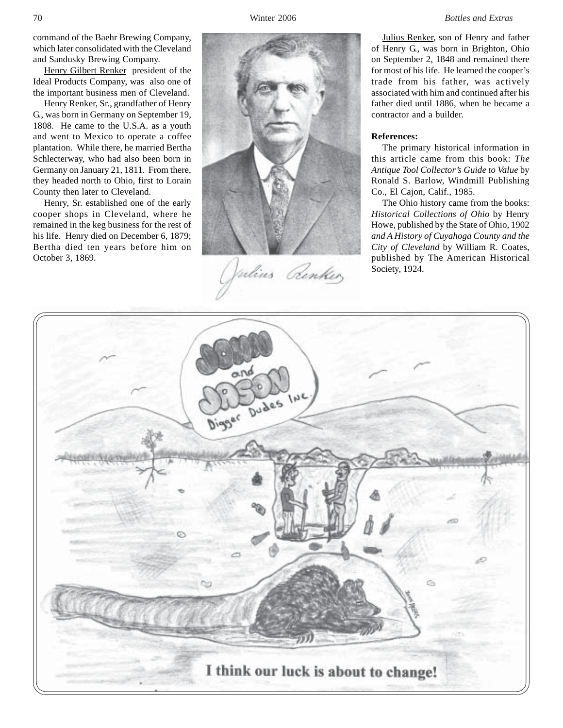command of the Baehr Brewing Company, which later consolidated with the Cleveland and Sandusky Brewing Company.

Henry Gilbert Renker president of the Ideal Products Company, was also one of the important business men of Cleveland.

Henry Renker, Sr., grandfather of Henry G., was born in Germany on September 19, 1808. He came to the U.S.A. as a youth and went to Mexico to operate a coffee plantation. While there, he married Bertha Schlecterway, who had also been born in Germany on January 21, 1811. From there, they headed north to Ohio, first to Lorain County then later to Cleveland.

Henry, Sr. established one of the early cooper shops in Cleveland, where he remained in the keg business for the rest of his life. Henry died on December 6, 1879; Bertha died ten years before him on October 3, 1869.

Julius Renker, son of Henry and father of Henry G., was born in Brighton, Ohio on September 2, 1848 and remained there for most of his life. He learned the cooper's trade from his father, was actively associated with him and continued after his father died until 1886, when he became a contractor and a builder.

**References:**

The primary historical information in this article came from this book: *The Antique Tool Collector's Guide to Value* by Ronald S. Barlow, Windmill Publishing Co., El Cajon, Calif., 1985.

The Ohio history came from the books: *Historical Collections of Ohio* by Henry Howe, published by the State of Ohio, 1902 *and A History of Cuyahoga County and the City of Cleveland* by William R. Coates, published by The American Historical Society, 1924.